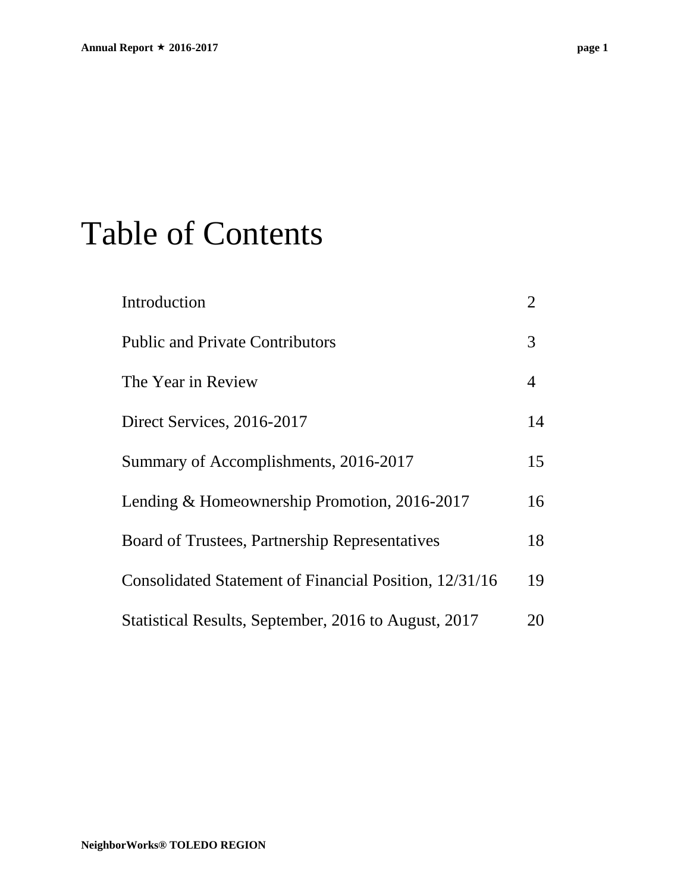# Table of Contents

| | |
|---|---|
| Introduction | 2 |
| Public and Private Contributors | 3 |
| The Year in Review | 4 |
| Direct Services, 2016-2017 | 14 |
| Summary of Accomplishments, 2016-2017 | 15 |
| Lending & Homeownership Promotion, 2016-2017 | 16 |
| Board of Trustees, Partnership Representatives | 18 |
| Consolidated Statement of Financial Position, 12/31/16 | 19 |
| Statistical Results, September, 2016 to August, 2017 | 20 |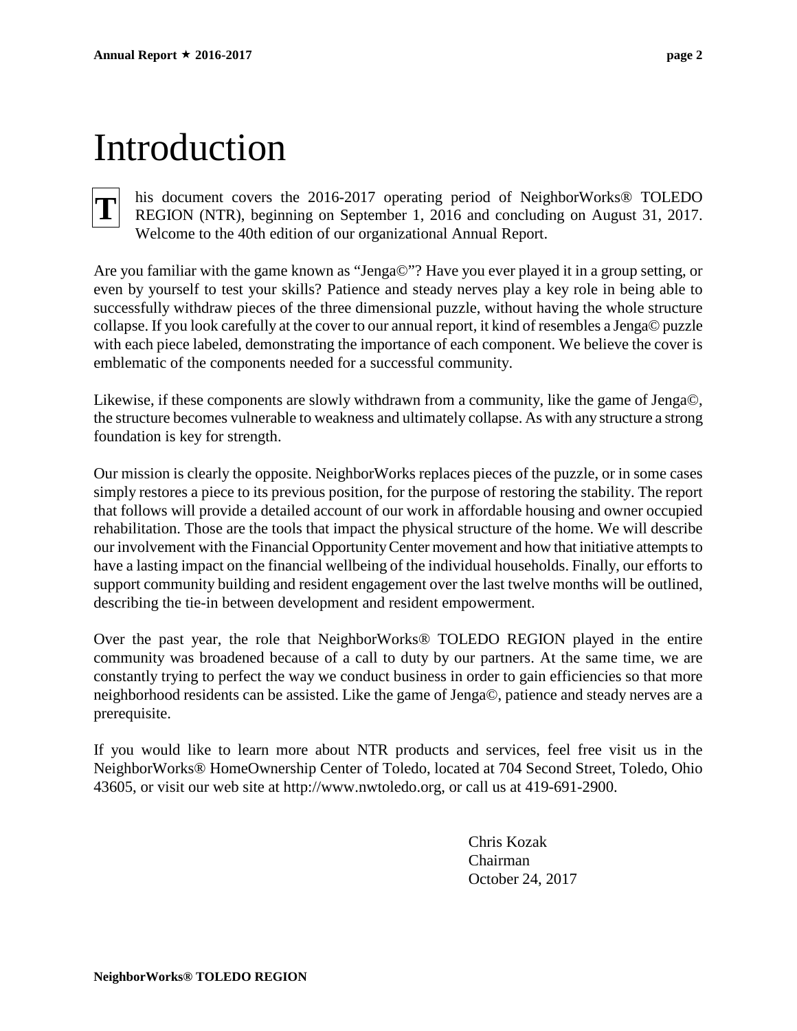# Introduction

This document covers the 2016-2017 operating period of NeighborWorks® TOLEDO REGION (NTR), beginning on September 1, 2016 and concluding on August 31, 2017. Welcome to the 40th edition of our organizational Annual Report.

Are you familiar with the game known as “Jenga©”? Have you ever played it in a group setting, or even by yourself to test your skills? Patience and steady nerves play a key role in being able to successfully withdraw pieces of the three dimensional puzzle, without having the whole structure collapse. If you look carefully at the cover to our annual report, it kind of resembles a Jenga© puzzle with each piece labeled, demonstrating the importance of each component. We believe the cover is emblematic of the components needed for a successful community.

Likewise, if these components are slowly withdrawn from a community, like the game of Jenga©, the structure becomes vulnerable to weakness and ultimately collapse. As with any structure a strong foundation is key for strength.

Our mission is clearly the opposite. NeighborWorks replaces pieces of the puzzle, or in some cases simply restores a piece to its previous position, for the purpose of restoring the stability. The report that follows will provide a detailed account of our work in affordable housing and owner occupied rehabilitation. Those are the tools that impact the physical structure of the home. We will describe our involvement with the Financial Opportunity Center movement and how that initiative attempts to have a lasting impact on the financial wellbeing of the individual households. Finally, our efforts to support community building and resident engagement over the last twelve months will be outlined, describing the tie-in between development and resident empowerment.

Over the past year, the role that NeighborWorks® TOLEDO REGION played in the entire community was broadened because of a call to duty by our partners. At the same time, we are constantly trying to perfect the way we conduct business in order to gain efficiencies so that more neighborhood residents can be assisted. Like the game of Jenga©, patience and steady nerves are a prerequisite.

If you would like to learn more about NTR products and services, feel free visit us in the NeighborWorks® HomeOwnership Center of Toledo, located at 704 Second Street, Toledo, Ohio 43605, or visit our web site at http://www.nwtoledo.org, or call us at 419-691-2900.

Chris Kozak
Chairman
October 24, 2017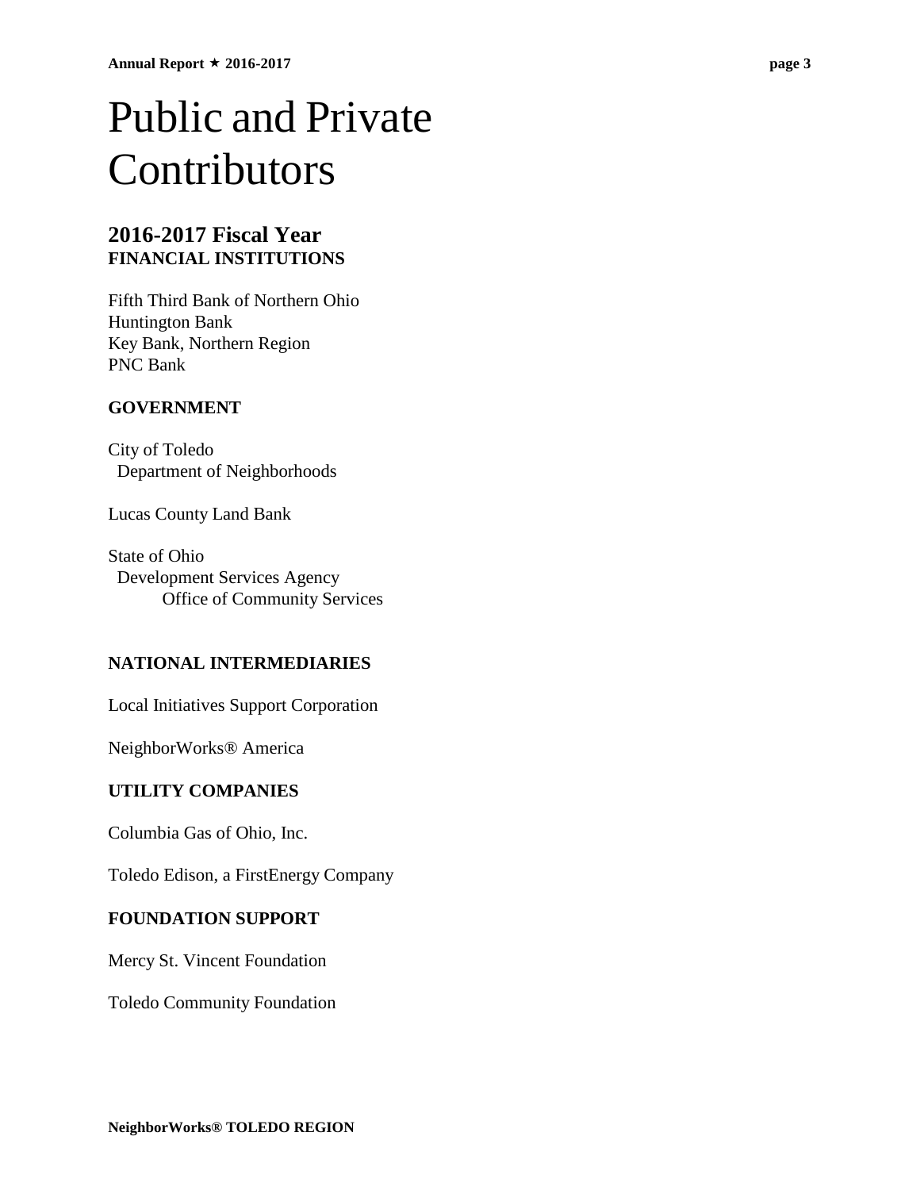# Public and Private Contributors

## 2016-2017 Fiscal Year

**FINANCIAL INSTITUTIONS**

Fifth Third Bank of Northern Ohio
Huntington Bank
Key Bank, Northern Region
PNC Bank

**GOVERNMENT**

City of Toledo
Department of Neighborhoods

Lucas County Land Bank

State of Ohio
Development Services Agency
Office of Community Services

**NATIONAL INTERMEDIARIES**

Local Initiatives Support Corporation

NeighborWorks® America

**UTILITY COMPANIES**

Columbia Gas of Ohio, Inc.

Toledo Edison, a FirstEnergy Company

**FOUNDATION SUPPORT**

Mercy St. Vincent Foundation

Toledo Community Foundation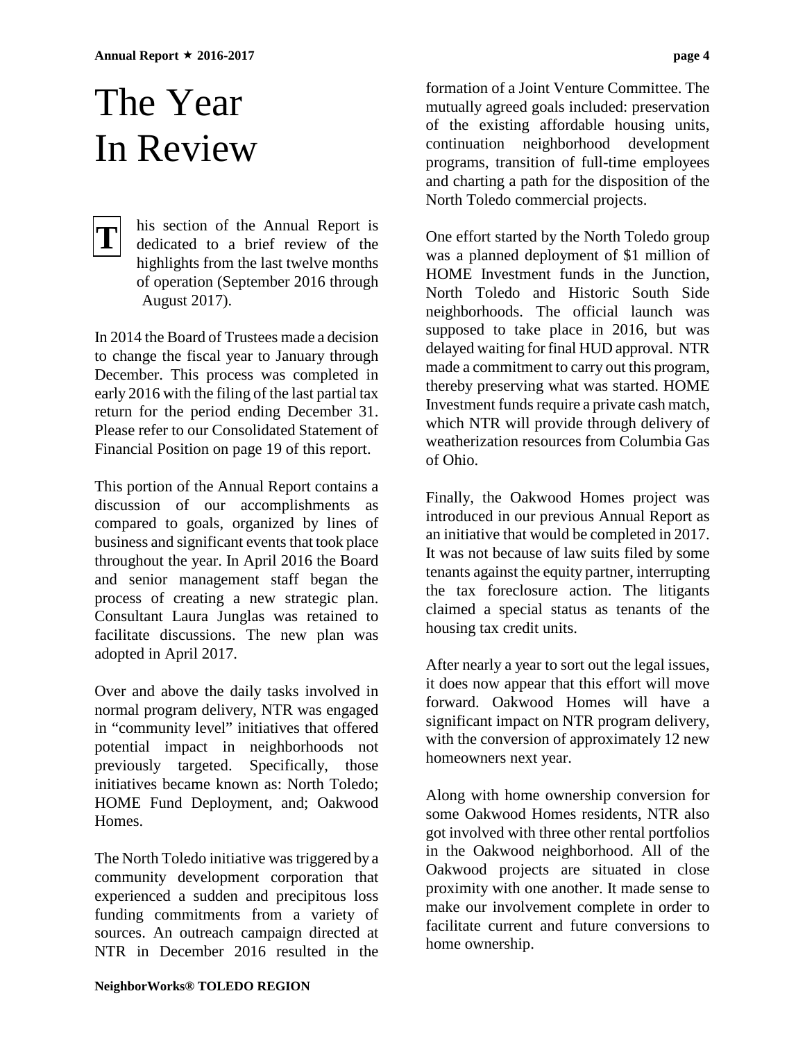# The Year In Review

This section of the Annual Report is dedicated to a brief review of the highlights from the last twelve months of operation (September 2016 through August 2017).

In 2014 the Board of Trustees made a decision to change the fiscal year to January through December. This process was completed in early 2016 with the filing of the last partial tax return for the period ending December 31. Please refer to our Consolidated Statement of Financial Position on page 19 of this report.

This portion of the Annual Report contains a discussion of our accomplishments as compared to goals, organized by lines of business and significant events that took place throughout the year. In April 2016 the Board and senior management staff began the process of creating a new strategic plan. Consultant Laura Junglas was retained to facilitate discussions. The new plan was adopted in April 2017.

Over and above the daily tasks involved in normal program delivery, NTR was engaged in "community level" initiatives that offered potential impact in neighborhoods not previously targeted. Specifically, those initiatives became known as: North Toledo; HOME Fund Deployment, and; Oakwood Homes.

The North Toledo initiative was triggered by a community development corporation that experienced a sudden and precipitous loss funding commitments from a variety of sources. An outreach campaign directed at NTR in December 2016 resulted in the formation of a Joint Venture Committee. The mutually agreed goals included: preservation of the existing affordable housing units, continuation neighborhood development programs, transition of full-time employees and charting a path for the disposition of the North Toledo commercial projects.

One effort started by the North Toledo group was a planned deployment of $1 million of HOME Investment funds in the Junction, North Toledo and Historic South Side neighborhoods. The official launch was supposed to take place in 2016, but was delayed waiting for final HUD approval. NTR made a commitment to carry out this program, thereby preserving what was started. HOME Investment funds require a private cash match, which NTR will provide through delivery of weatherization resources from Columbia Gas of Ohio.

Finally, the Oakwood Homes project was introduced in our previous Annual Report as an initiative that would be completed in 2017. It was not because of law suits filed by some tenants against the equity partner, interrupting the tax foreclosure action. The litigants claimed a special status as tenants of the housing tax credit units.

After nearly a year to sort out the legal issues, it does now appear that this effort will move forward. Oakwood Homes will have a significant impact on NTR program delivery, with the conversion of approximately 12 new homeowners next year.

Along with home ownership conversion for some Oakwood Homes residents, NTR also got involved with three other rental portfolios in the Oakwood neighborhood. All of the Oakwood projects are situated in close proximity with one another. It made sense to make our involvement complete in order to facilitate current and future conversions to home ownership.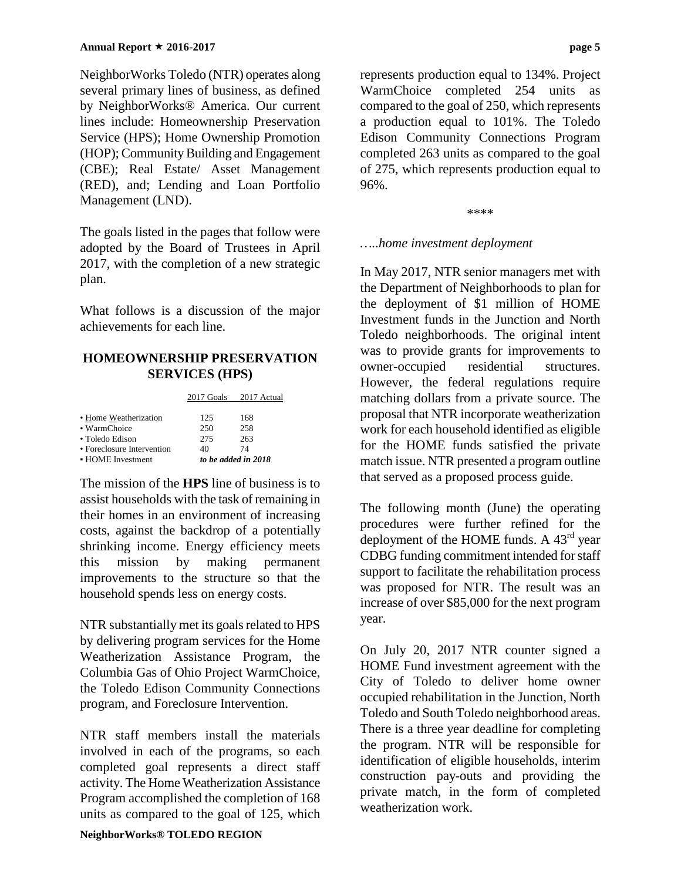NeighborWorks Toledo (NTR) operates along several primary lines of business, as defined by NeighborWorks® America. Our current lines include: Homeownership Preservation Service (HPS); Home Ownership Promotion (HOP); Community Building and Engagement (CBE); Real Estate/ Asset Management (RED), and; Lending and Loan Portfolio Management (LND).

The goals listed in the pages that follow were adopted by the Board of Trustees in April 2017, with the completion of a new strategic plan.

What follows is a discussion of the major achievements for each line.

## HOMEOWNERSHIP PRESERVATION SERVICES (HPS)

| | 2017 Goals | 2017 Actual |
|---|---|---|
| • Home Weatherization | 125 | 168 |
| • WarmChoice | 250 | 258 |
| • Toledo Edison | 275 | 263 |
| • Foreclosure Intervention | 40 | 74 |
| • HOME Investment | *to be added in 2018* | |

The mission of the **HPS** line of business is to assist households with the task of remaining in their homes in an environment of increasing costs, against the backdrop of a potentially shrinking income. Energy efficiency meets this mission by making permanent improvements to the structure so that the household spends less on energy costs.

NTR substantially met its goals related to HPS by delivering program services for the Home Weatherization Assistance Program, the Columbia Gas of Ohio Project WarmChoice, the Toledo Edison Community Connections program, and Foreclosure Intervention.

NTR staff members install the materials involved in each of the programs, so each completed goal represents a direct staff activity. The Home Weatherization Assistance Program accomplished the completion of 168 units as compared to the goal of 125, which represents production equal to 134%. Project WarmChoice completed 254 units as compared to the goal of 250, which represents a production equal to 101%. The Toledo Edison Community Connections Program completed 263 units as compared to the goal of 275, which represents production equal to 96%.

\*\*\*\*

*…..home investment deployment*

In May 2017, NTR senior managers met with the Department of Neighborhoods to plan for the deployment of $1 million of HOME Investment funds in the Junction and North Toledo neighborhoods. The original intent was to provide grants for improvements to owner-occupied residential structures. However, the federal regulations require matching dollars from a private source. The proposal that NTR incorporate weatherization work for each household identified as eligible for the HOME funds satisfied the private match issue. NTR presented a program outline that served as a proposed process guide.

The following month (June) the operating procedures were further refined for the deployment of the HOME funds. A 43rd year CDBG funding commitment intended for staff support to facilitate the rehabilitation process was proposed for NTR. The result was an increase of over $85,000 for the next program year.

On July 20, 2017 NTR counter signed a HOME Fund investment agreement with the City of Toledo to deliver home owner occupied rehabilitation in the Junction, North Toledo and South Toledo neighborhood areas. There is a three year deadline for completing the program. NTR will be responsible for identification of eligible households, interim construction pay-outs and providing the private match, in the form of completed weatherization work.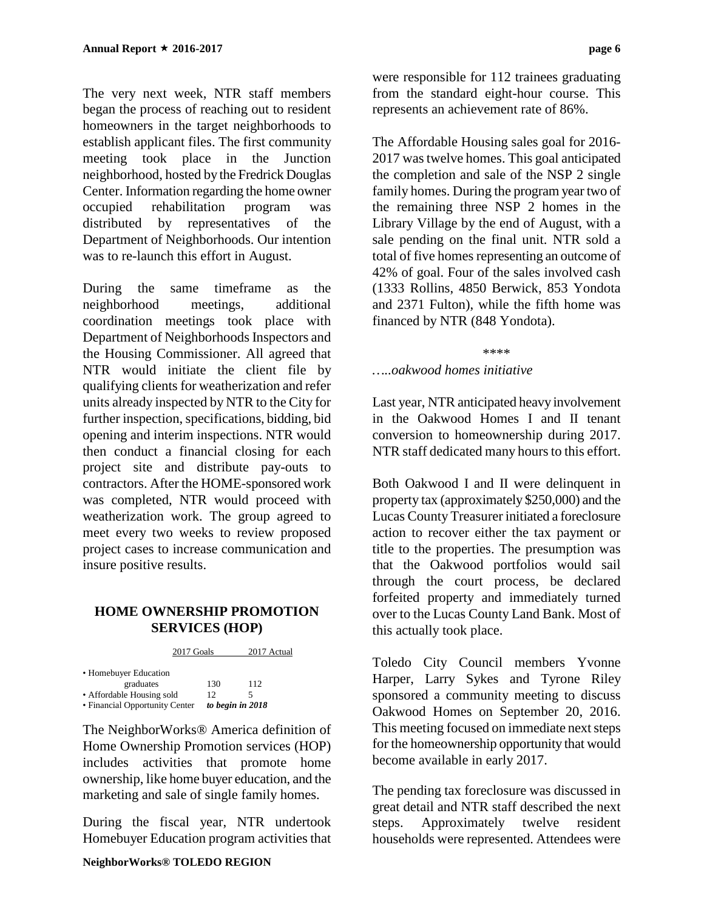The very next week, NTR staff members began the process of reaching out to resident homeowners in the target neighborhoods to establish applicant files. The first community meeting took place in the Junction neighborhood, hosted by the Fredrick Douglas Center. Information regarding the home owner occupied rehabilitation program was distributed by representatives of the Department of Neighborhoods. Our intention was to re-launch this effort in August.

During the same timeframe as the neighborhood meetings, additional coordination meetings took place with Department of Neighborhoods Inspectors and the Housing Commissioner. All agreed that NTR would initiate the client file by qualifying clients for weatherization and refer units already inspected by NTR to the City for further inspection, specifications, bidding, bid opening and interim inspections. NTR would then conduct a financial closing for each project site and distribute pay-outs to contractors. After the HOME-sponsored work was completed, NTR would proceed with weatherization work. The group agreed to meet every two weeks to review proposed project cases to increase communication and insure positive results.

## HOME OWNERSHIP PROMOTION SERVICES (HOP)

| | 2017 Goals | 2017 Actual |
|---|---|---|
| • Homebuyer Education graduates | 130 | 112 |
| • Affordable Housing sold | 12 | 5 |
| • Financial Opportunity Center | *to begin in 2018* | |

The NeighborWorks® America definition of Home Ownership Promotion services (HOP) includes activities that promote home ownership, like home buyer education, and the marketing and sale of single family homes.

During the fiscal year, NTR undertook Homebuyer Education program activities that were responsible for 112 trainees graduating from the standard eight-hour course. This represents an achievement rate of 86%.

The Affordable Housing sales goal for 2016-2017 was twelve homes. This goal anticipated the completion and sale of the NSP 2 single family homes. During the program year two of the remaining three NSP 2 homes in the Library Village by the end of August, with a sale pending on the final unit. NTR sold a total of five homes representing an outcome of 42% of goal. Four of the sales involved cash (1333 Rollins, 4850 Berwick, 853 Yondota and 2371 Fulton), while the fifth home was financed by NTR (848 Yondota).

****

*…..oakwood homes initiative*

Last year, NTR anticipated heavy involvement in the Oakwood Homes I and II tenant conversion to homeownership during 2017. NTR staff dedicated many hours to this effort.

Both Oakwood I and II were delinquent in property tax (approximately $250,000) and the Lucas County Treasurer initiated a foreclosure action to recover either the tax payment or title to the properties. The presumption was that the Oakwood portfolios would sail through the court process, be declared forfeited property and immediately turned over to the Lucas County Land Bank. Most of this actually took place.

Toledo City Council members Yvonne Harper, Larry Sykes and Tyrone Riley sponsored a community meeting to discuss Oakwood Homes on September 20, 2016. This meeting focused on immediate next steps for the homeownership opportunity that would become available in early 2017.

The pending tax foreclosure was discussed in great detail and NTR staff described the next steps. Approximately twelve resident households were represented. Attendees were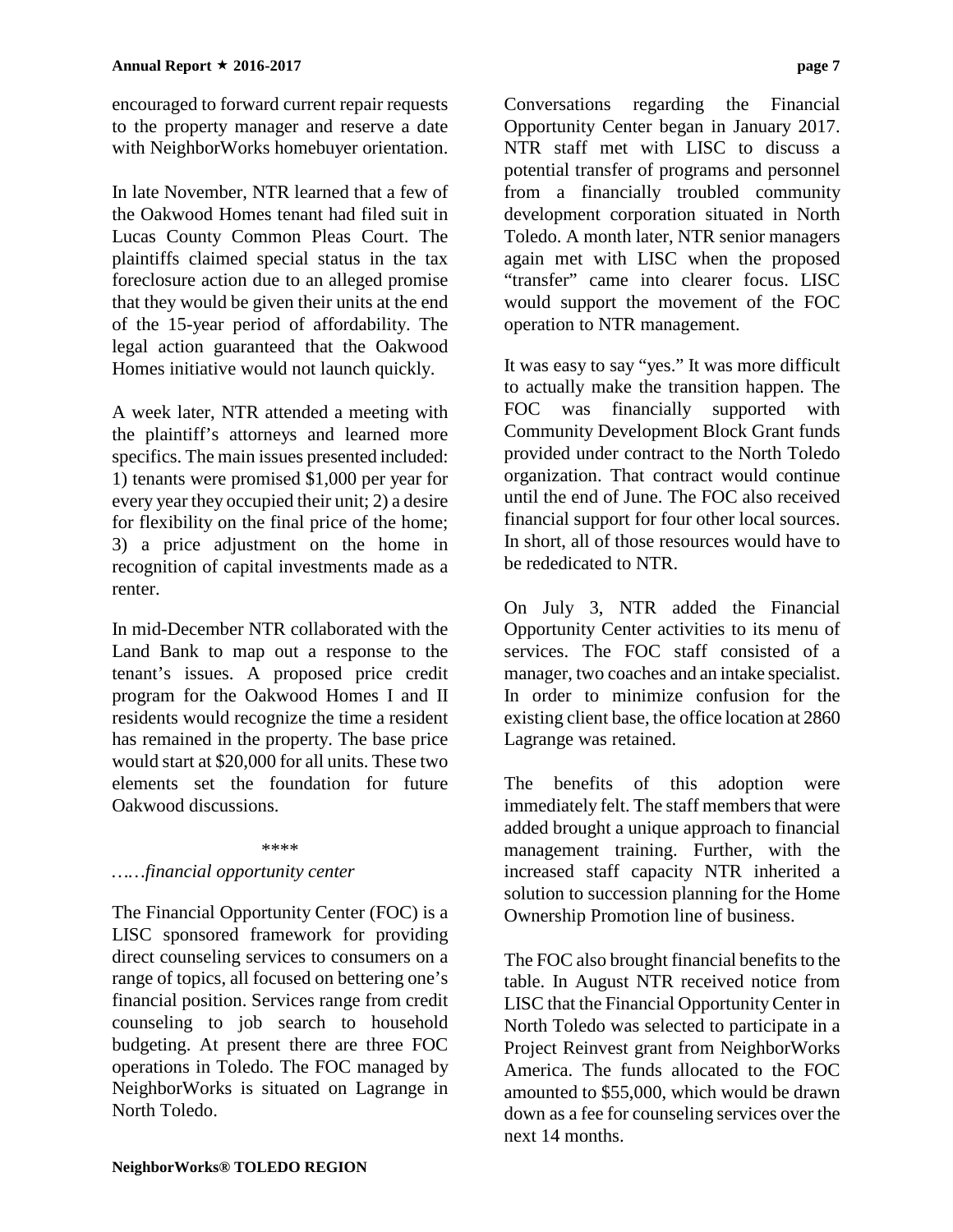encouraged to forward current repair requests to the property manager and reserve a date with NeighborWorks homebuyer orientation.

In late November, NTR learned that a few of the Oakwood Homes tenant had filed suit in Lucas County Common Pleas Court. The plaintiffs claimed special status in the tax foreclosure action due to an alleged promise that they would be given their units at the end of the 15-year period of affordability. The legal action guaranteed that the Oakwood Homes initiative would not launch quickly.

A week later, NTR attended a meeting with the plaintiff's attorneys and learned more specifics. The main issues presented included: 1) tenants were promised $1,000 per year for every year they occupied their unit; 2) a desire for flexibility on the final price of the home; 3) a price adjustment on the home in recognition of capital investments made as a renter.

In mid-December NTR collaborated with the Land Bank to map out a response to the tenant's issues. A proposed price credit program for the Oakwood Homes I and II residents would recognize the time a resident has remained in the property. The base price would start at $20,000 for all units. These two elements set the foundation for future Oakwood discussions.

\*\*\*\*

*……financial opportunity center*

The Financial Opportunity Center (FOC) is a LISC sponsored framework for providing direct counseling services to consumers on a range of topics, all focused on bettering one's financial position. Services range from credit counseling to job search to household budgeting. At present there are three FOC operations in Toledo. The FOC managed by NeighborWorks is situated on Lagrange in North Toledo.

Conversations regarding the Financial Opportunity Center began in January 2017. NTR staff met with LISC to discuss a potential transfer of programs and personnel from a financially troubled community development corporation situated in North Toledo. A month later, NTR senior managers again met with LISC when the proposed "transfer" came into clearer focus. LISC would support the movement of the FOC operation to NTR management.

It was easy to say "yes." It was more difficult to actually make the transition happen. The FOC was financially supported with Community Development Block Grant funds provided under contract to the North Toledo organization. That contract would continue until the end of June. The FOC also received financial support for four other local sources. In short, all of those resources would have to be rededicated to NTR.

On July 3, NTR added the Financial Opportunity Center activities to its menu of services. The FOC staff consisted of a manager, two coaches and an intake specialist. In order to minimize confusion for the existing client base, the office location at 2860 Lagrange was retained.

The benefits of this adoption were immediately felt. The staff members that were added brought a unique approach to financial management training. Further, with the increased staff capacity NTR inherited a solution to succession planning for the Home Ownership Promotion line of business.

The FOC also brought financial benefits to the table. In August NTR received notice from LISC that the Financial Opportunity Center in North Toledo was selected to participate in a Project Reinvest grant from NeighborWorks America. The funds allocated to the FOC amounted to $55,000, which would be drawn down as a fee for counseling services over the next 14 months.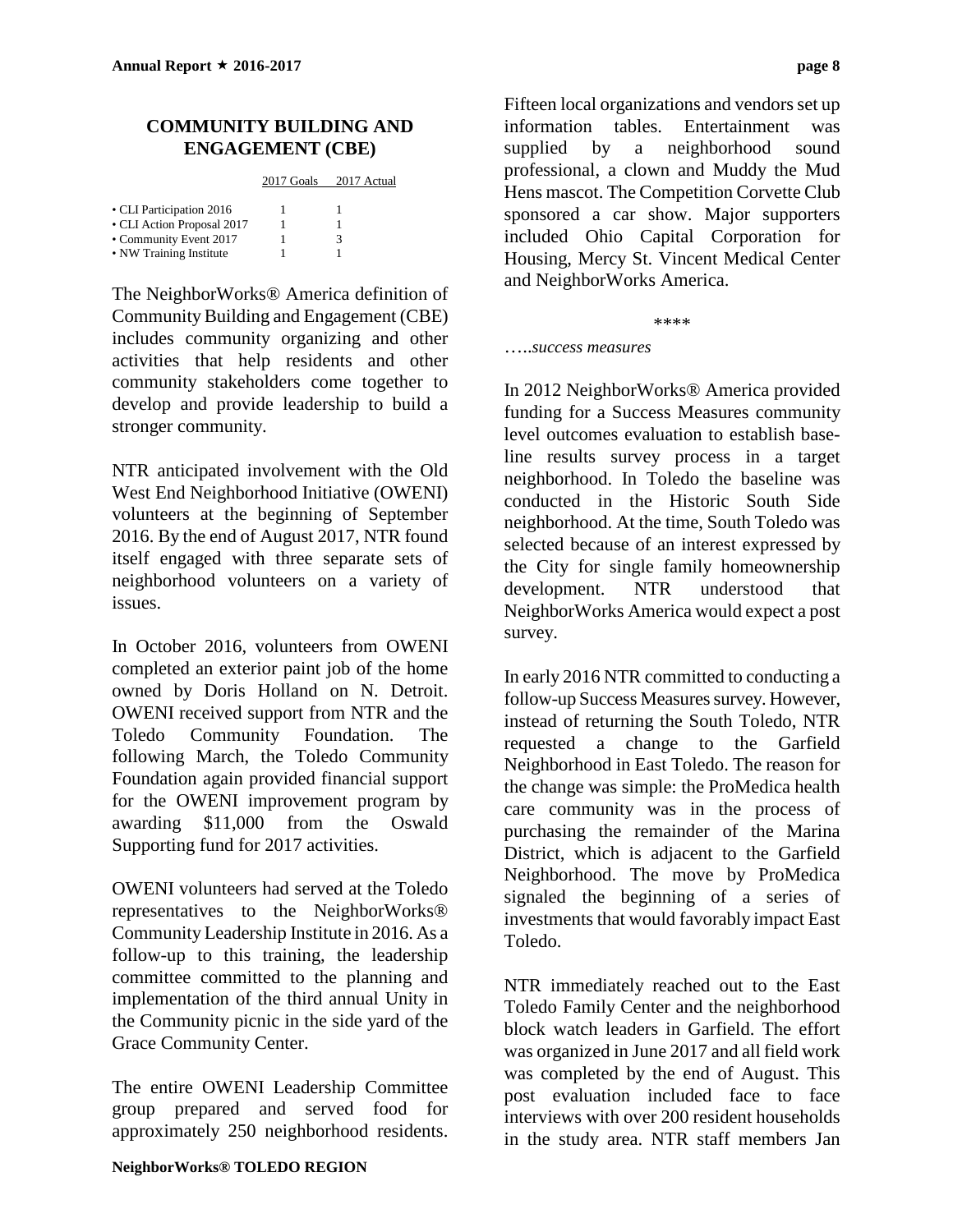## COMMUNITY BUILDING AND ENGAGEMENT (CBE)

| | 2017 Goals | 2017 Actual |
|---|---|---|
| • CLI Participation 2016 | 1 | 1 |
| • CLI Action Proposal 2017 | 1 | 1 |
| • Community Event 2017 | 1 | 3 |
| • NW Training Institute | 1 | 1 |

The NeighborWorks® America definition of Community Building and Engagement (CBE) includes community organizing and other activities that help residents and other community stakeholders come together to develop and provide leadership to build a stronger community.

NTR anticipated involvement with the Old West End Neighborhood Initiative (OWENI) volunteers at the beginning of September 2016. By the end of August 2017, NTR found itself engaged with three separate sets of neighborhood volunteers on a variety of issues.

In October 2016, volunteers from OWENI completed an exterior paint job of the home owned by Doris Holland on N. Detroit. OWENI received support from NTR and the Toledo Community Foundation. The following March, the Toledo Community Foundation again provided financial support for the OWENI improvement program by awarding $11,000 from the Oswald Supporting fund for 2017 activities.

OWENI volunteers had served at the Toledo representatives to the NeighborWorks® Community Leadership Institute in 2016. As a follow-up to this training, the leadership committee committed to the planning and implementation of the third annual Unity in the Community picnic in the side yard of the Grace Community Center.

The entire OWENI Leadership Committee group prepared and served food for approximately 250 neighborhood residents. Fifteen local organizations and vendors set up information tables. Entertainment was supplied by a neighborhood sound professional, a clown and Muddy the Mud Hens mascot. The Competition Corvette Club sponsored a car show. Major supporters included Ohio Capital Corporation for Housing, Mercy St. Vincent Medical Center and NeighborWorks America.

****

*…..success measures*

In 2012 NeighborWorks® America provided funding for a Success Measures community level outcomes evaluation to establish base-line results survey process in a target neighborhood. In Toledo the baseline was conducted in the Historic South Side neighborhood. At the time, South Toledo was selected because of an interest expressed by the City for single family homeownership development. NTR understood that NeighborWorks America would expect a post survey.

In early 2016 NTR committed to conducting a follow-up Success Measures survey. However, instead of returning the South Toledo, NTR requested a change to the Garfield Neighborhood in East Toledo. The reason for the change was simple: the ProMedica health care community was in the process of purchasing the remainder of the Marina District, which is adjacent to the Garfield Neighborhood. The move by ProMedica signaled the beginning of a series of investments that would favorably impact East Toledo.

NTR immediately reached out to the East Toledo Family Center and the neighborhood block watch leaders in Garfield. The effort was organized in June 2017 and all field work was completed by the end of August. This post evaluation included face to face interviews with over 200 resident households in the study area. NTR staff members Jan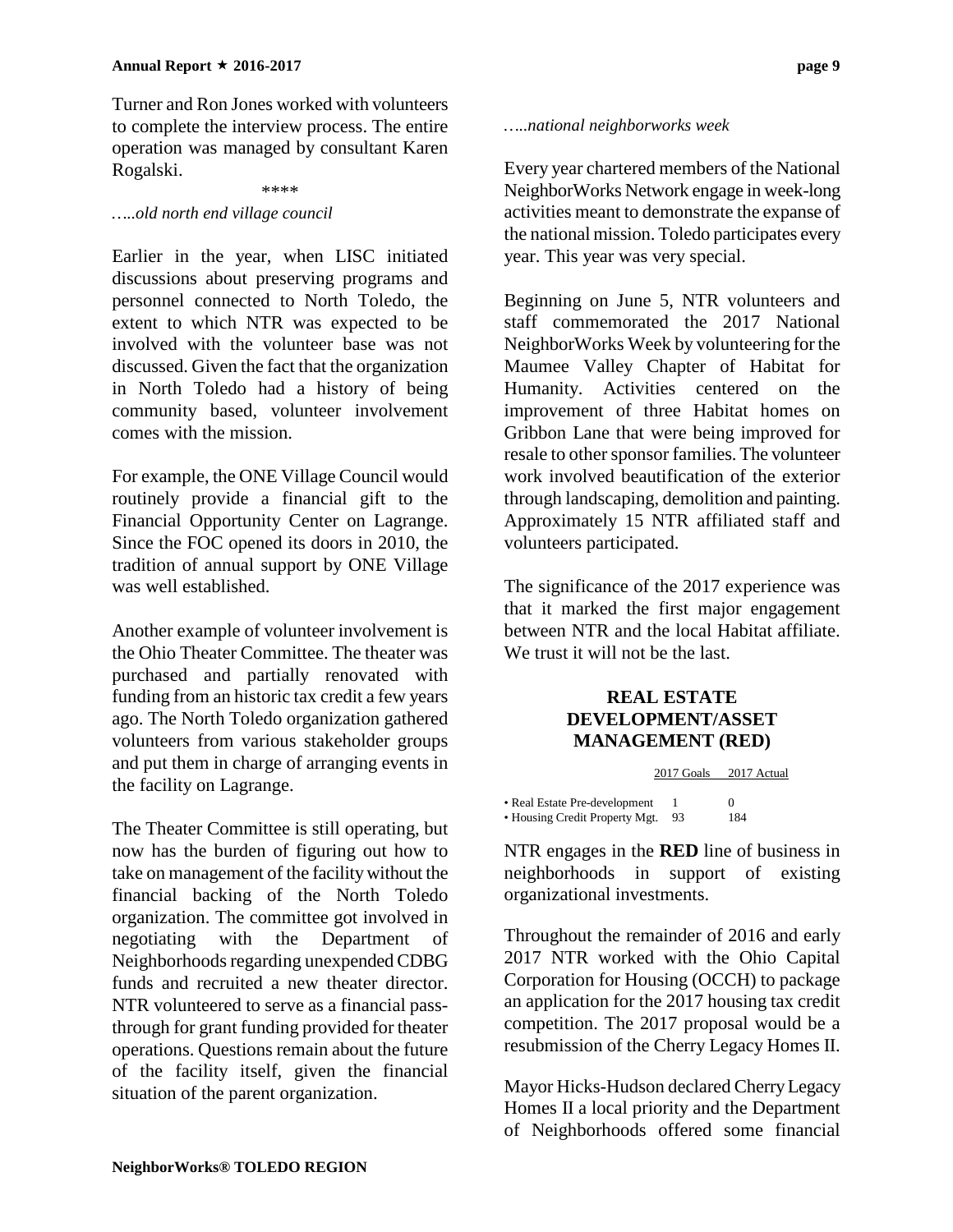Turner and Ron Jones worked with volunteers to complete the interview process. The entire operation was managed by consultant Karen Rogalski.

\*\*\*\*

*…..old north end village council*

Earlier in the year, when LISC initiated discussions about preserving programs and personnel connected to North Toledo, the extent to which NTR was expected to be involved with the volunteer base was not discussed. Given the fact that the organization in North Toledo had a history of being community based, volunteer involvement comes with the mission.

For example, the ONE Village Council would routinely provide a financial gift to the Financial Opportunity Center on Lagrange. Since the FOC opened its doors in 2010, the tradition of annual support by ONE Village was well established.

Another example of volunteer involvement is the Ohio Theater Committee. The theater was purchased and partially renovated with funding from an historic tax credit a few years ago. The North Toledo organization gathered volunteers from various stakeholder groups and put them in charge of arranging events in the facility on Lagrange.

The Theater Committee is still operating, but now has the burden of figuring out how to take on management of the facility without the financial backing of the North Toledo organization. The committee got involved in negotiating with the Department of Neighborhoods regarding unexpended CDBG funds and recruited a new theater director. NTR volunteered to serve as a financial pass-through for grant funding provided for theater operations. Questions remain about the future of the facility itself, given the financial situation of the parent organization.

*…..national neighborworks week*

Every year chartered members of the National NeighborWorks Network engage in week-long activities meant to demonstrate the expanse of the national mission. Toledo participates every year. This year was very special.

Beginning on June 5, NTR volunteers and staff commemorated the 2017 National NeighborWorks Week by volunteering for the Maumee Valley Chapter of Habitat for Humanity. Activities centered on the improvement of three Habitat homes on Gribbon Lane that were being improved for resale to other sponsor families. The volunteer work involved beautification of the exterior through landscaping, demolition and painting. Approximately 15 NTR affiliated staff and volunteers participated.

The significance of the 2017 experience was that it marked the first major engagement between NTR and the local Habitat affiliate. We trust it will not be the last.

## REAL ESTATE DEVELOPMENT/ASSET MANAGEMENT (RED)

| | 2017 Goals | 2017 Actual |
|---|---|---|
| • Real Estate Pre-development | 1 | 0 |
| • Housing Credit Property Mgt. | 93 | 184 |

NTR engages in the **RED** line of business in neighborhoods in support of existing organizational investments.

Throughout the remainder of 2016 and early 2017 NTR worked with the Ohio Capital Corporation for Housing (OCCH) to package an application for the 2017 housing tax credit competition. The 2017 proposal would be a resubmission of the Cherry Legacy Homes II.

Mayor Hicks-Hudson declared Cherry Legacy Homes II a local priority and the Department of Neighborhoods offered some financial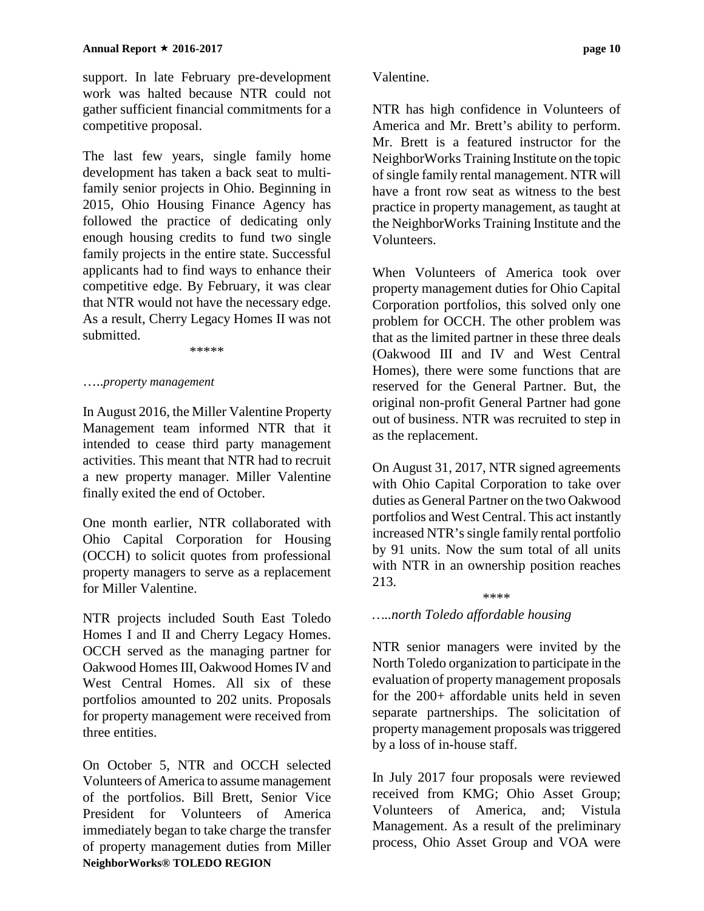support. In late February pre-development work was halted because NTR could not gather sufficient financial commitments for a competitive proposal.

The last few years, single family home development has taken a back seat to multi-family senior projects in Ohio. Beginning in 2015, Ohio Housing Finance Agency has followed the practice of dedicating only enough housing credits to fund two single family projects in the entire state. Successful applicants had to find ways to enhance their competitive edge. By February, it was clear that NTR would not have the necessary edge. As a result, Cherry Legacy Homes II was not submitted.

\*\*\*\*\*

*…..property management*

In August 2016, the Miller Valentine Property Management team informed NTR that it intended to cease third party management activities. This meant that NTR had to recruit a new property manager. Miller Valentine finally exited the end of October.

One month earlier, NTR collaborated with Ohio Capital Corporation for Housing (OCCH) to solicit quotes from professional property managers to serve as a replacement for Miller Valentine.

NTR projects included South East Toledo Homes I and II and Cherry Legacy Homes. OCCH served as the managing partner for Oakwood Homes III, Oakwood Homes IV and West Central Homes. All six of these portfolios amounted to 202 units. Proposals for property management were received from three entities.

On October 5, NTR and OCCH selected Volunteers of America to assume management of the portfolios. Bill Brett, Senior Vice President for Volunteers of America immediately began to take charge the transfer of property management duties from Miller Valentine.

NTR has high confidence in Volunteers of America and Mr. Brett's ability to perform. Mr. Brett is a featured instructor for the NeighborWorks Training Institute on the topic of single family rental management. NTR will have a front row seat as witness to the best practice in property management, as taught at the NeighborWorks Training Institute and the Volunteers.

When Volunteers of America took over property management duties for Ohio Capital Corporation portfolios, this solved only one problem for OCCH. The other problem was that as the limited partner in these three deals (Oakwood III and IV and West Central Homes), there were some functions that are reserved for the General Partner. But, the original non-profit General Partner had gone out of business. NTR was recruited to step in as the replacement.

On August 31, 2017, NTR signed agreements with Ohio Capital Corporation to take over duties as General Partner on the two Oakwood portfolios and West Central. This act instantly increased NTR's single family rental portfolio by 91 units. Now the sum total of all units with NTR in an ownership position reaches 213.

\*\*\*\*

*…..north Toledo affordable housing*

NTR senior managers were invited by the North Toledo organization to participate in the evaluation of property management proposals for the 200+ affordable units held in seven separate partnerships. The solicitation of property management proposals was triggered by a loss of in-house staff.

In July 2017 four proposals were reviewed received from KMG; Ohio Asset Group; Volunteers of America, and; Vistula Management. As a result of the preliminary process, Ohio Asset Group and VOA were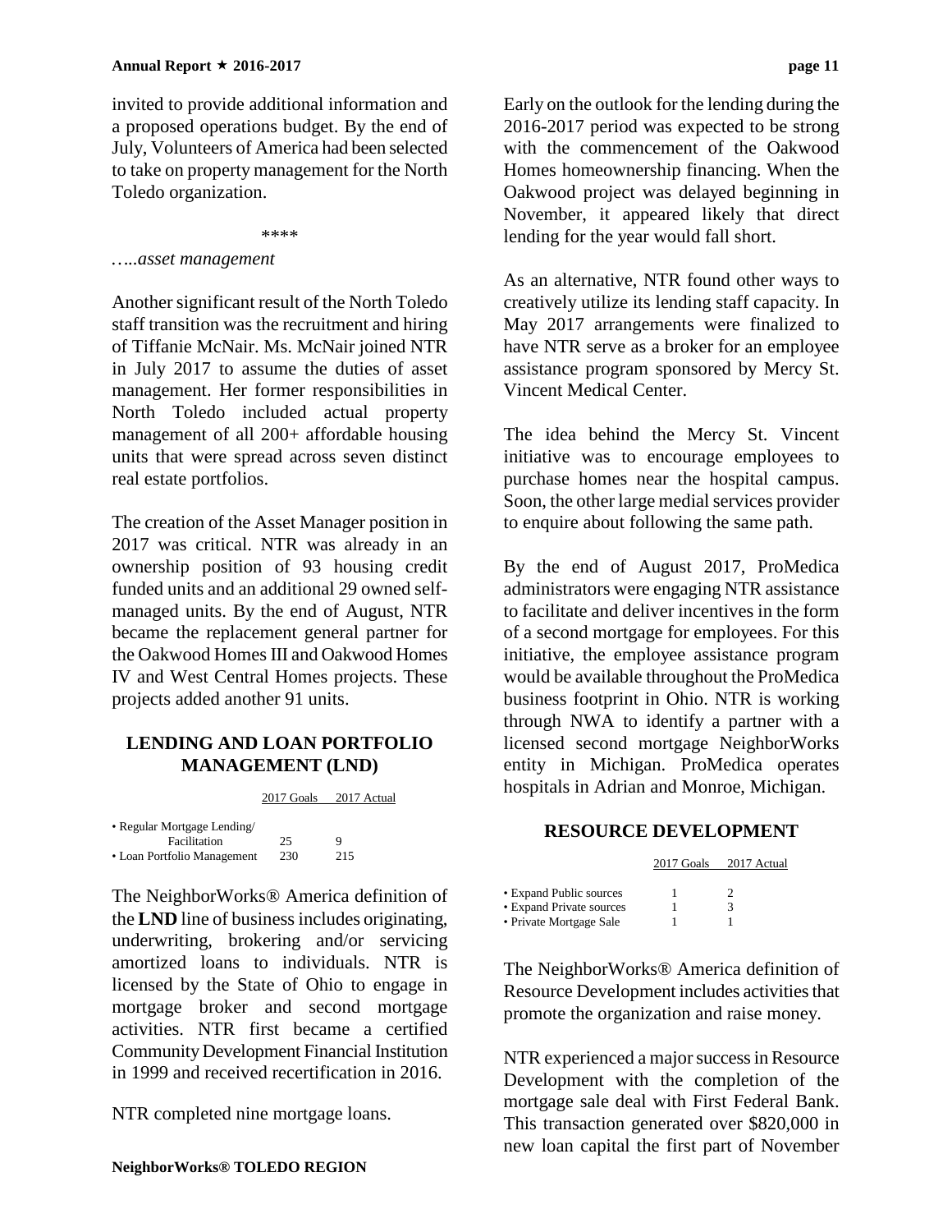invited to provide additional information and a proposed operations budget. By the end of July, Volunteers of America had been selected to take on property management for the North Toledo organization.

\*\*\*\*

*…..asset management*

Another significant result of the North Toledo staff transition was the recruitment and hiring of Tiffanie McNair. Ms. McNair joined NTR in July 2017 to assume the duties of asset management. Her former responsibilities in North Toledo included actual property management of all 200+ affordable housing units that were spread across seven distinct real estate portfolios.

The creation of the Asset Manager position in 2017 was critical. NTR was already in an ownership position of 93 housing credit funded units and an additional 29 owned self-managed units. By the end of August, NTR became the replacement general partner for the Oakwood Homes III and Oakwood Homes IV and West Central Homes projects. These projects added another 91 units.

## LENDING AND LOAN PORTFOLIO MANAGEMENT (LND)

| | 2017 Goals | 2017 Actual |
|---|---|---|
| • Regular Mortgage Lending/ Facilitation | 25 | 9 |
| • Loan Portfolio Management | 230 | 215 |

The NeighborWorks® America definition of the **LND** line of business includes originating, underwriting, brokering and/or servicing amortized loans to individuals. NTR is licensed by the State of Ohio to engage in mortgage broker and second mortgage activities. NTR first became a certified Community Development Financial Institution in 1999 and received recertification in 2016.

NTR completed nine mortgage loans.

Early on the outlook for the lending during the 2016-2017 period was expected to be strong with the commencement of the Oakwood Homes homeownership financing. When the Oakwood project was delayed beginning in November, it appeared likely that direct lending for the year would fall short.

As an alternative, NTR found other ways to creatively utilize its lending staff capacity. In May 2017 arrangements were finalized to have NTR serve as a broker for an employee assistance program sponsored by Mercy St. Vincent Medical Center.

The idea behind the Mercy St. Vincent initiative was to encourage employees to purchase homes near the hospital campus. Soon, the other large medial services provider to enquire about following the same path.

By the end of August 2017, ProMedica administrators were engaging NTR assistance to facilitate and deliver incentives in the form of a second mortgage for employees. For this initiative, the employee assistance program would be available throughout the ProMedica business footprint in Ohio. NTR is working through NWA to identify a partner with a licensed second mortgage NeighborWorks entity in Michigan. ProMedica operates hospitals in Adrian and Monroe, Michigan.

## RESOURCE DEVELOPMENT

| | 2017 Goals | 2017 Actual |
|---|---|---|
| • Expand Public sources | 1 | 2 |
| • Expand Private sources | 1 | 3 |
| • Private Mortgage Sale | 1 | 1 |

The NeighborWorks® America definition of Resource Development includes activities that promote the organization and raise money.

NTR experienced a major success in Resource Development with the completion of the mortgage sale deal with First Federal Bank. This transaction generated over $820,000 in new loan capital the first part of November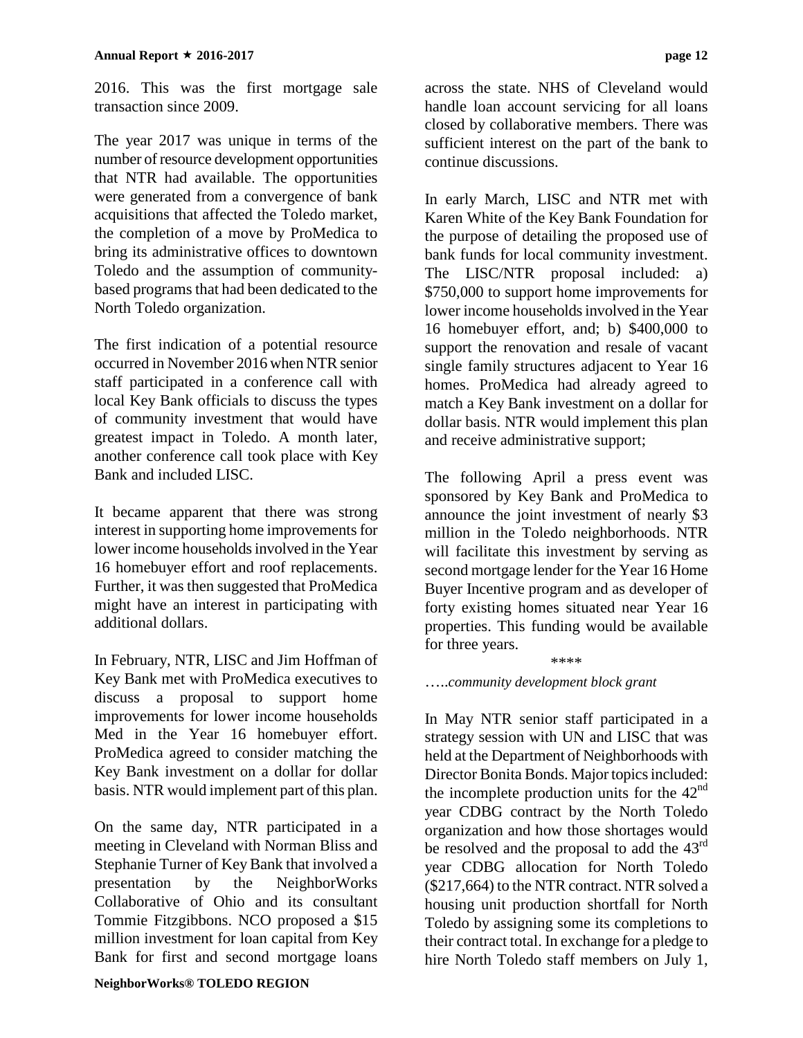2016. This was the first mortgage sale transaction since 2009.

The year 2017 was unique in terms of the number of resource development opportunities that NTR had available. The opportunities were generated from a convergence of bank acquisitions that affected the Toledo market, the completion of a move by ProMedica to bring its administrative offices to downtown Toledo and the assumption of community-based programs that had been dedicated to the North Toledo organization.

The first indication of a potential resource occurred in November 2016 when NTR senior staff participated in a conference call with local Key Bank officials to discuss the types of community investment that would have greatest impact in Toledo. A month later, another conference call took place with Key Bank and included LISC.

It became apparent that there was strong interest in supporting home improvements for lower income households involved in the Year 16 homebuyer effort and roof replacements. Further, it was then suggested that ProMedica might have an interest in participating with additional dollars.

In February, NTR, LISC and Jim Hoffman of Key Bank met with ProMedica executives to discuss a proposal to support home improvements for lower income households Med in the Year 16 homebuyer effort. ProMedica agreed to consider matching the Key Bank investment on a dollar for dollar basis. NTR would implement part of this plan.

On the same day, NTR participated in a meeting in Cleveland with Norman Bliss and Stephanie Turner of Key Bank that involved a presentation by the NeighborWorks Collaborative of Ohio and its consultant Tommie Fitzgibbons. NCO proposed a $15 million investment for loan capital from Key Bank for first and second mortgage loans across the state. NHS of Cleveland would handle loan account servicing for all loans closed by collaborative members. There was sufficient interest on the part of the bank to continue discussions.

In early March, LISC and NTR met with Karen White of the Key Bank Foundation for the purpose of detailing the proposed use of bank funds for local community investment. The LISC/NTR proposal included: a) $750,000 to support home improvements for lower income households involved in the Year 16 homebuyer effort, and; b) $400,000 to support the renovation and resale of vacant single family structures adjacent to Year 16 homes. ProMedica had already agreed to match a Key Bank investment on a dollar for dollar basis. NTR would implement this plan and receive administrative support;

The following April a press event was sponsored by Key Bank and ProMedica to announce the joint investment of nearly $3 million in the Toledo neighborhoods. NTR will facilitate this investment by serving as second mortgage lender for the Year 16 Home Buyer Incentive program and as developer of forty existing homes situated near Year 16 properties. This funding would be available for three years.

****

*…..community development block grant*

In May NTR senior staff participated in a strategy session with UN and LISC that was held at the Department of Neighborhoods with Director Bonita Bonds. Major topics included: the incomplete production units for the 42nd year CDBG contract by the North Toledo organization and how those shortages would be resolved and the proposal to add the 43rd year CDBG allocation for North Toledo ($217,664) to the NTR contract. NTR solved a housing unit production shortfall for North Toledo by assigning some its completions to their contract total. In exchange for a pledge to hire North Toledo staff members on July 1,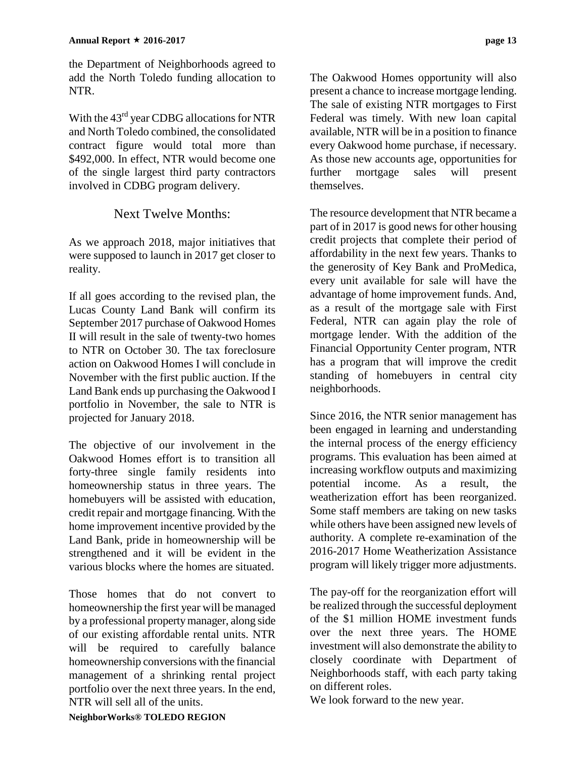the Department of Neighborhoods agreed to add the North Toledo funding allocation to NTR.

With the 43rd year CDBG allocations for NTR and North Toledo combined, the consolidated contract figure would total more than \$492,000. In effect, NTR would become one of the single largest third party contractors involved in CDBG program delivery.

## Next Twelve Months:

As we approach 2018, major initiatives that were supposed to launch in 2017 get closer to reality.

If all goes according to the revised plan, the Lucas County Land Bank will confirm its September 2017 purchase of Oakwood Homes II will result in the sale of twenty-two homes to NTR on October 30. The tax foreclosure action on Oakwood Homes I will conclude in November with the first public auction. If the Land Bank ends up purchasing the Oakwood I portfolio in November, the sale to NTR is projected for January 2018.

The objective of our involvement in the Oakwood Homes effort is to transition all forty-three single family residents into homeownership status in three years. The homebuyers will be assisted with education, credit repair and mortgage financing. With the home improvement incentive provided by the Land Bank, pride in homeownership will be strengthened and it will be evident in the various blocks where the homes are situated.

Those homes that do not convert to homeownership the first year will be managed by a professional property manager, along side of our existing affordable rental units. NTR will be required to carefully balance homeownership conversions with the financial management of a shrinking rental project portfolio over the next three years. In the end, NTR will sell all of the units.

The Oakwood Homes opportunity will also present a chance to increase mortgage lending. The sale of existing NTR mortgages to First Federal was timely. With new loan capital available, NTR will be in a position to finance every Oakwood home purchase, if necessary. As those new accounts age, opportunities for further mortgage sales will present themselves.

The resource development that NTR became a part of in 2017 is good news for other housing credit projects that complete their period of affordability in the next few years. Thanks to the generosity of Key Bank and ProMedica, every unit available for sale will have the advantage of home improvement funds. And, as a result of the mortgage sale with First Federal, NTR can again play the role of mortgage lender. With the addition of the Financial Opportunity Center program, NTR has a program that will improve the credit standing of homebuyers in central city neighborhoods.

Since 2016, the NTR senior management has been engaged in learning and understanding the internal process of the energy efficiency programs. This evaluation has been aimed at increasing workflow outputs and maximizing potential income. As a result, the weatherization effort has been reorganized. Some staff members are taking on new tasks while others have been assigned new levels of authority. A complete re-examination of the 2016-2017 Home Weatherization Assistance program will likely trigger more adjustments.

The pay-off for the reorganization effort will be realized through the successful deployment of the \$1 million HOME investment funds over the next three years. The HOME investment will also demonstrate the ability to closely coordinate with Department of Neighborhoods staff, with each party taking on different roles.

We look forward to the new year.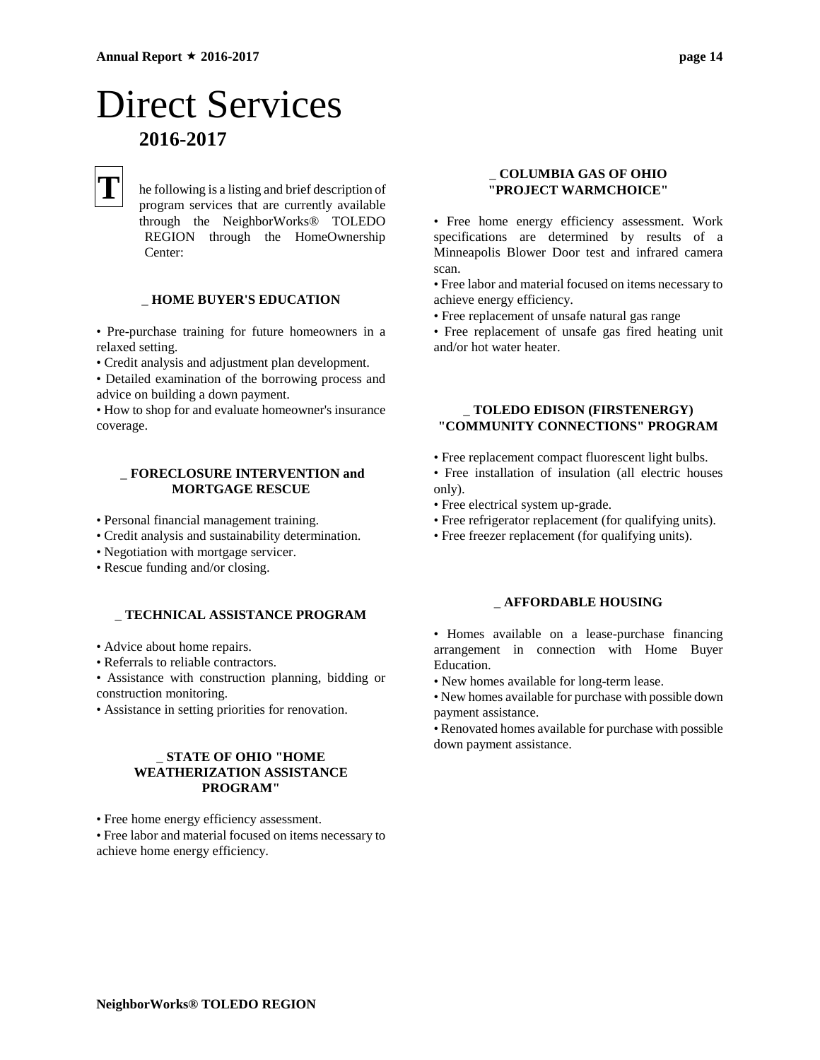# Direct Services

## 2016-2017

The following is a listing and brief description of program services that are currently available through the NeighborWorks® TOLEDO REGION through the HomeOwnership Center:

### _ HOME BUYER'S EDUCATION

- Pre-purchase training for future homeowners in a relaxed setting.
- Credit analysis and adjustment plan development.
- Detailed examination of the borrowing process and advice on building a down payment.
- How to shop for and evaluate homeowner's insurance coverage.

### _ FORECLOSURE INTERVENTION and MORTGAGE RESCUE

- Personal financial management training.
- Credit analysis and sustainability determination.
- Negotiation with mortgage servicer.
- Rescue funding and/or closing.

### _ TECHNICAL ASSISTANCE PROGRAM

- Advice about home repairs.
- Referrals to reliable contractors.
- Assistance with construction planning, bidding or construction monitoring.
- Assistance in setting priorities for renovation.

### _ STATE OF OHIO "HOME WEATHERIZATION ASSISTANCE PROGRAM"

- Free home energy efficiency assessment.
- Free labor and material focused on items necessary to achieve home energy efficiency.

### _ COLUMBIA GAS OF OHIO "PROJECT WARMCHOICE"

- Free home energy efficiency assessment. Work specifications are determined by results of a Minneapolis Blower Door test and infrared camera scan.
- Free labor and material focused on items necessary to achieve energy efficiency.
- Free replacement of unsafe natural gas range
- Free replacement of unsafe gas fired heating unit and/or hot water heater.

### _ TOLEDO EDISON (FIRSTENERGY) "COMMUNITY CONNECTIONS" PROGRAM

- Free replacement compact fluorescent light bulbs.
- Free installation of insulation (all electric houses only).
- Free electrical system up-grade.
- Free refrigerator replacement (for qualifying units).
- Free freezer replacement (for qualifying units).

### _ AFFORDABLE HOUSING

- Homes available on a lease-purchase financing arrangement in connection with Home Buyer Education.
- New homes available for long-term lease.
- New homes available for purchase with possible down payment assistance.
- Renovated homes available for purchase with possible down payment assistance.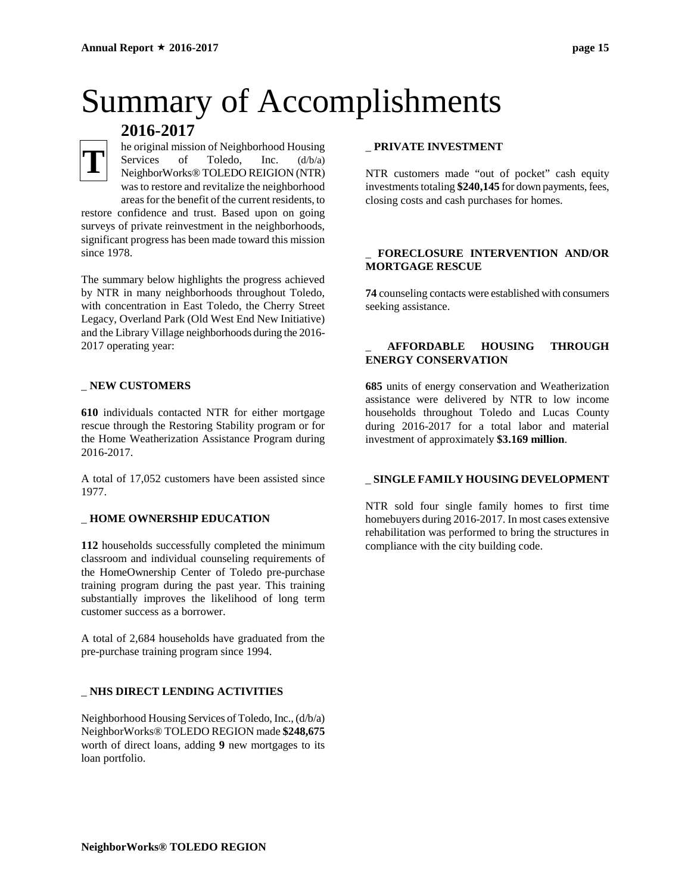# Summary of Accomplishments

## 2016-2017

The original mission of Neighborhood Housing Services of Toledo, Inc. (d/b/a) NeighborWorks® TOLEDO REIGION (NTR) was to restore and revitalize the neighborhood areas for the benefit of the current residents, to restore confidence and trust. Based upon on going surveys of private reinvestment in the neighborhoods, significant progress has been made toward this mission since 1978.

The summary below highlights the progress achieved by NTR in many neighborhoods throughout Toledo, with concentration in East Toledo, the Cherry Street Legacy, Overland Park (Old West End New Initiative) and the Library Village neighborhoods during the 2016-2017 operating year:

### _ NEW CUSTOMERS

**610** individuals contacted NTR for either mortgage rescue through the Restoring Stability program or for the Home Weatherization Assistance Program during 2016-2017.

A total of 17,052 customers have been assisted since 1977.

### _ HOME OWNERSHIP EDUCATION

**112** households successfully completed the minimum classroom and individual counseling requirements of the HomeOwnership Center of Toledo pre-purchase training program during the past year. This training substantially improves the likelihood of long term customer success as a borrower.

A total of 2,684 households have graduated from the pre-purchase training program since 1994.

### _ NHS DIRECT LENDING ACTIVITIES

Neighborhood Housing Services of Toledo, Inc., (d/b/a) NeighborWorks® TOLEDO REGION made **$248,675** worth of direct loans, adding **9** new mortgages to its loan portfolio.

### _ PRIVATE INVESTMENT

NTR customers made "out of pocket" cash equity investments totaling **$240,145** for down payments, fees, closing costs and cash purchases for homes.

### _ FORECLOSURE INTERVENTION AND/OR MORTGAGE RESCUE

**74** counseling contacts were established with consumers seeking assistance.

### _ AFFORDABLE HOUSING THROUGH ENERGY CONSERVATION

**685** units of energy conservation and Weatherization assistance were delivered by NTR to low income households throughout Toledo and Lucas County during 2016-2017 for a total labor and material investment of approximately **$3.169 million**.

### _ SINGLE FAMILY HOUSING DEVELOPMENT

NTR sold four single family homes to first time homebuyers during 2016-2017. In most cases extensive rehabilitation was performed to bring the structures in compliance with the city building code.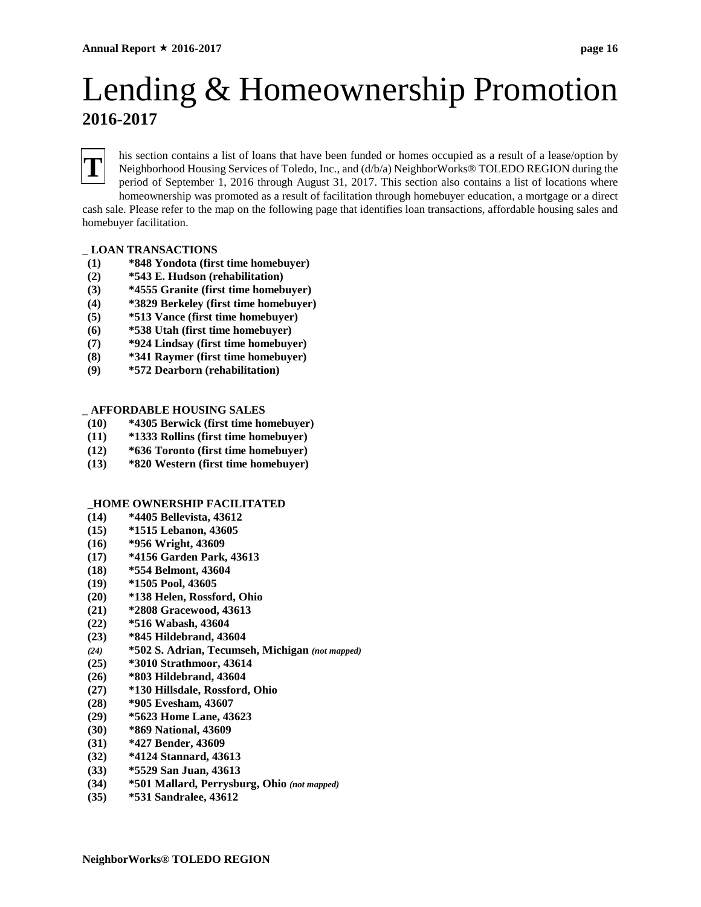# Lending & Homeownership Promotion

## 2016-2017

This section contains a list of loans that have been funded or homes occupied as a result of a lease/option by Neighborhood Housing Services of Toledo, Inc., and (d/b/a) NeighborWorks® TOLEDO REGION during the period of September 1, 2016 through August 31, 2017. This section also contains a list of locations where homeownership was promoted as a result of facilitation through homebuyer education, a mortgage or a direct cash sale. Please refer to the map on the following page that identifies loan transactions, affordable housing sales and homebuyer facilitation.

**_ LOAN TRANSACTIONS**

- **(1) \*848 Yondota (first time homebuyer)**
- **(2) \*543 E. Hudson (rehabilitation)**
- **(3) \*4555 Granite (first time homebuyer)**
- **(4) \*3829 Berkeley (first time homebuyer)**
- **(5) \*513 Vance (first time homebuyer)**
- **(6) \*538 Utah (first time homebuyer)**
- **(7) \*924 Lindsay (first time homebuyer)**
- **(8) \*341 Raymer (first time homebuyer)**
- **(9) \*572 Dearborn (rehabilitation)**

**_ AFFORDABLE HOUSING SALES**

- **(10) \*4305 Berwick (first time homebuyer)**
- **(11) \*1333 Rollins (first time homebuyer)**
- **(12) \*636 Toronto (first time homebuyer)**
- **(13) \*820 Western (first time homebuyer)**

**_HOME OWNERSHIP FACILITATED**

- **(14) \*4405 Bellevista, 43612**
- **(15) \*1515 Lebanon, 43605**
- **(16) \*956 Wright, 43609**
- **(17) \*4156 Garden Park, 43613**
- **(18) \*554 Belmont, 43604**
- **(19) \*1505 Pool, 43605**
- **(20) \*138 Helen, Rossford, Ohio**
- **(21) \*2808 Gracewood, 43613**
- **(22) \*516 Wabash, 43604**
- **(23) \*845 Hildebrand, 43604**
- ***(24)*** **\*502 S. Adrian, Tecumseh, Michigan** ***(not mapped)***
- **(25) \*3010 Strathmoor, 43614**
- **(26) \*803 Hildebrand, 43604**
- **(27) \*130 Hillsdale, Rossford, Ohio**
- **(28) \*905 Evesham, 43607**
- **(29) \*5623 Home Lane, 43623**
- **(30) \*869 National, 43609**
- **(31) \*427 Bender, 43609**
- **(32) \*4124 Stannard, 43613**
- **(33) \*5529 San Juan, 43613**
- **(34) \*501 Mallard, Perrysburg, Ohio** ***(not mapped)***
- **(35) \*531 Sandralee, 43612**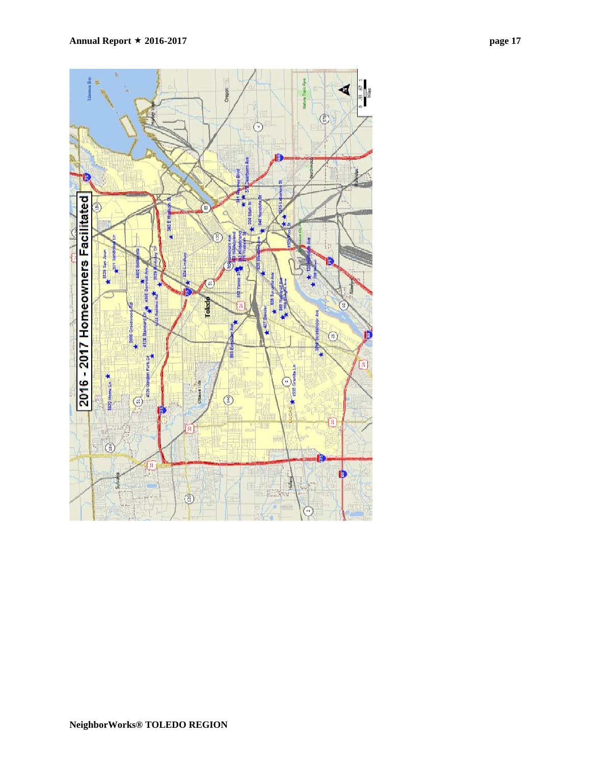## 2016 - 2017 Homeowners Facilitated

5520 Home Ln

5539 San Juan

311 Sandringham Dr

2880 Greenwood Rd

4862 Bellevista

4136 Standard Dr

4305 Berwick Ave

3939 Berkeley Dr

4126 Garden Park Dr

2338 Robin Rd

945 E Hudson St

804 Lindsey

Toledo

541 Palmer Blvd

578 Dearborn Ave

536 Utah St

940 Yondota St

1715 Lakeview St

565 Vance St

825 Washington Ave

427 Bender

865 Evansdale Ave

506 Toronto Ave

565 Walbridge Ave

4535 Grandia Ln

2937 Starlighthour Ave

Oregon

Sylvania

Ottawa Hills

LUCAS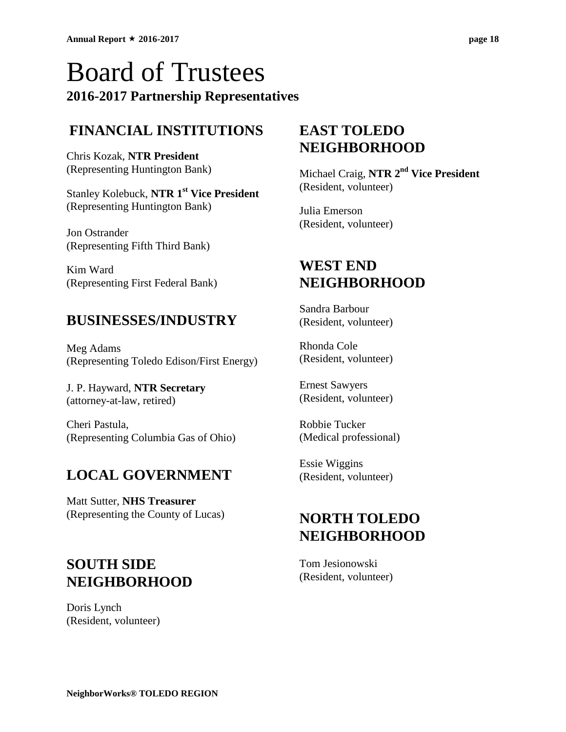# Board of Trustees

## 2016-2017 Partnership Representatives

### FINANCIAL INSTITUTIONS

Chris Kozak, **NTR President**
(Representing Huntington Bank)

Stanley Kolebuck, **NTR 1st Vice President**
(Representing Huntington Bank)

Jon Ostrander
(Representing Fifth Third Bank)

Kim Ward
(Representing First Federal Bank)

### BUSINESSES/INDUSTRY

Meg Adams
(Representing Toledo Edison/First Energy)

J. P. Hayward, **NTR Secretary**
(attorney-at-law, retired)

Cheri Pastula,
(Representing Columbia Gas of Ohio)

### LOCAL GOVERNMENT

Matt Sutter, **NHS Treasurer**
(Representing the County of Lucas)

### SOUTH SIDE NEIGHBORHOOD

Doris Lynch
(Resident, volunteer)

### EAST TOLEDO NEIGHBORHOOD

Michael Craig, **NTR 2nd Vice President**
(Resident, volunteer)

Julia Emerson
(Resident, volunteer)

### WEST END NEIGHBORHOOD

Sandra Barbour
(Resident, volunteer)

Rhonda Cole
(Resident, volunteer)

Ernest Sawyers
(Resident, volunteer)

Robbie Tucker
(Medical professional)

Essie Wiggins
(Resident, volunteer)

### NORTH TOLEDO NEIGHBORHOOD

Tom Jesionowski
(Resident, volunteer)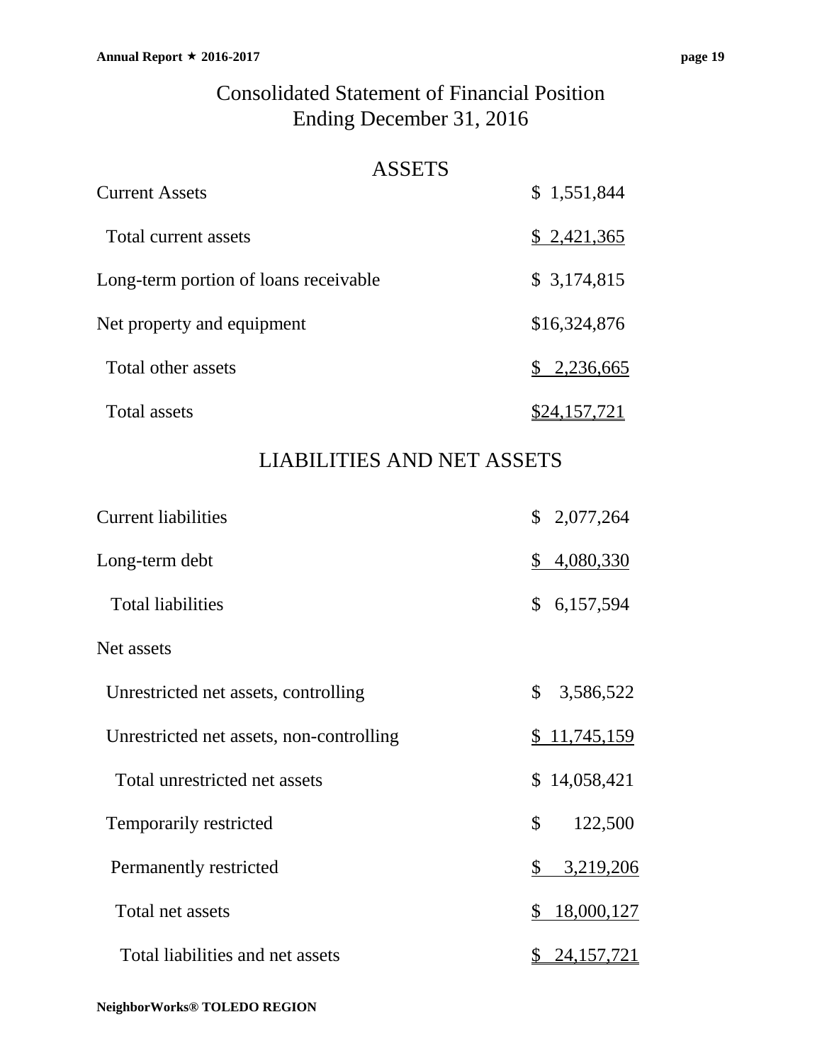# Consolidated Statement of Financial Position
## Ending December 31, 2016

### ASSETS

| | |
|---|---|
| Current Assets | $ 1,551,844 |
| Total current assets | $ 2,421,365 |
| Long-term portion of loans receivable | $ 3,174,815 |
| Net property and equipment | $16,324,876 |
| Total other assets | $ 2,236,665 |
| Total assets | $24,157,721 |

### LIABILITIES AND NET ASSETS

| | |
|---|---|
| Current liabilities | $ 2,077,264 |
| Long-term debt | $ 4,080,330 |
| Total liabilities | $ 6,157,594 |
| Net assets | |
| Unrestricted net assets, controlling | $ 3,586,522 |
| Unrestricted net assets, non-controlling | $ 11,745,159 |
| Total unrestricted net assets | $ 14,058,421 |
| Temporarily restricted | $ 122,500 |
| Permanently restricted | $ 3,219,206 |
| Total net assets | $ 18,000,127 |
| Total liabilities and net assets | $ 24,157,721 |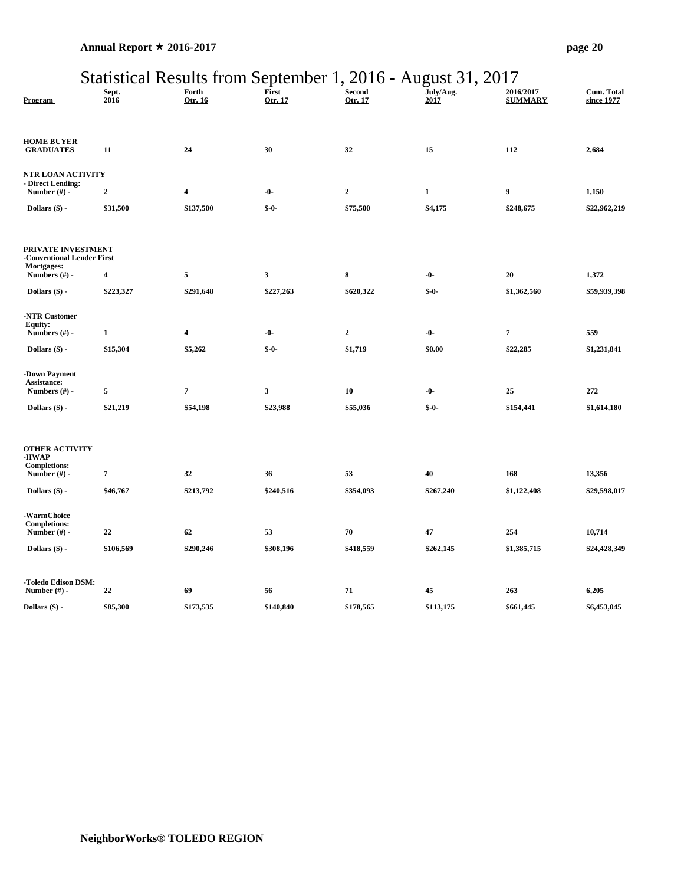# Statistical Results from September 1, 2016 - August 31, 2017

| Program | Sept. 2016 | Forth Qtr. 16 | First Qtr. 17 | Second Qtr. 17 | July/Aug. 2017 | 2016/2017 SUMMARY | Cum. Total since 1977 |
|---|---|---|---|---|---|---|---|
| **HOME BUYER GRADUATES** | 11 | 24 | 30 | 32 | 15 | 112 | 2,684 |
| **NTR LOAN ACTIVITY** | | | | | | | |
| - Direct Lending: Number (#) - | 2 | 4 | -0- | 2 | 1 | 9 | 1,150 |
| Dollars ($) - | $31,500 | $137,500 | $-0- | $75,500 | $4,175 | $248,675 | $22,962,219 |
| **PRIVATE INVESTMENT** | | | | | | | |
| -Conventional Lender First Mortgages: Numbers (#) - | 4 | 5 | 3 | 8 | -0- | 20 | 1,372 |
| Dollars ($) - | $223,327 | $291,648 | $227,263 | $620,322 | $-0- | $1,362,560 | $59,939,398 |
| -NTR Customer Equity: Numbers (#) - | 1 | 4 | -0- | 2 | -0- | 7 | 559 |
| Dollars ($) - | $15,304 | $5,262 | $-0- | $1,719 | $0.00 | $22,285 | $1,231,841 |
| -Down Payment Assistance: Numbers (#) - | 5 | 7 | 3 | 10 | -0- | 25 | 272 |
| Dollars ($) - | $21,219 | $54,198 | $23,988 | $55,036 | $-0- | $154,441 | $1,614,180 |
| **OTHER ACTIVITY** | | | | | | | |
| -HWAP Completions: Number (#) - | 7 | 32 | 36 | 53 | 40 | 168 | 13,356 |
| Dollars ($) - | $46,767 | $213,792 | $240,516 | $354,093 | $267,240 | $1,122,408 | $29,598,017 |
| -WarmChoice Completions: Number (#) - | 22 | 62 | 53 | 70 | 47 | 254 | 10,714 |
| Dollars ($) - | $106,569 | $290,246 | $308,196 | $418,559 | $262,145 | $1,385,715 | $24,428,349 |
| -Toledo Edison DSM: Number (#) - | 22 | 69 | 56 | 71 | 45 | 263 | 6,205 |
| Dollars ($) - | $85,300 | $173,535 | $140,840 | $178,565 | $113,175 | $661,445 | $6,453,045 |